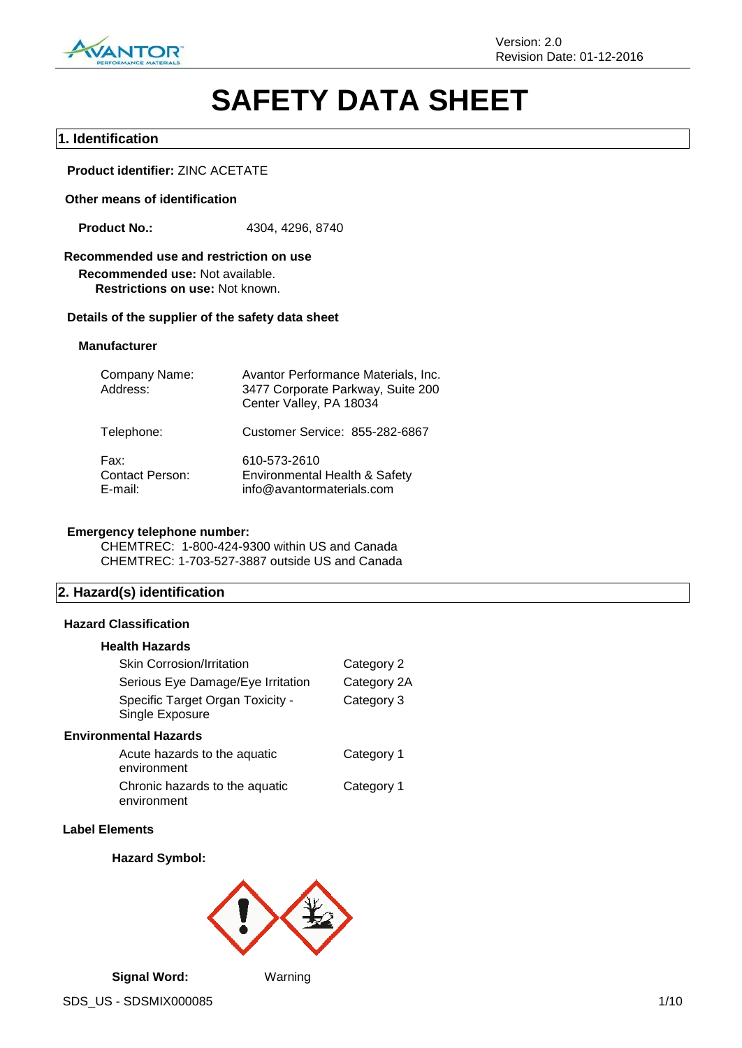Version: 2.0
Revision Date: 01-12-2016

# SAFETY DATA SHEET

## 1. Identification

**Product identifier:** ZINC ACETATE

**Other means of identification**

**Product No.:** 4304, 4296, 8740

**Recommended use and restriction on use**

**Recommended use:** Not available.

**Restrictions on use:** Not known.

**Details of the supplier of the safety data sheet**

**Manufacturer**

| | |
|---|---|
| Company Name: | Avantor Performance Materials, Inc. |
| Address: | 3477 Corporate Parkway, Suite 200<br>Center Valley, PA 18034 |
| Telephone: | Customer Service: 855-282-6867 |
| Fax: | 610-573-2610 |
| Contact Person: | Environmental Health & Safety |
| E-mail: | info@avantormaterials.com |

**Emergency telephone number:**

CHEMTREC: 1-800-424-9300 within US and Canada
CHEMTREC: 1-703-527-3887 outside US and Canada

## 2. Hazard(s) identification

**Hazard Classification**

**Health Hazards**

| | |
|---|---|
| Skin Corrosion/Irritation | Category 2 |
| Serious Eye Damage/Eye Irritation | Category 2A |
| Specific Target Organ Toxicity - Single Exposure | Category 3 |

**Environmental Hazards**

| | |
|---|---|
| Acute hazards to the aquatic environment | Category 1 |
| Chronic hazards to the aquatic environment | Category 1 |

**Label Elements**

**Hazard Symbol:**

**Signal Word:** Warning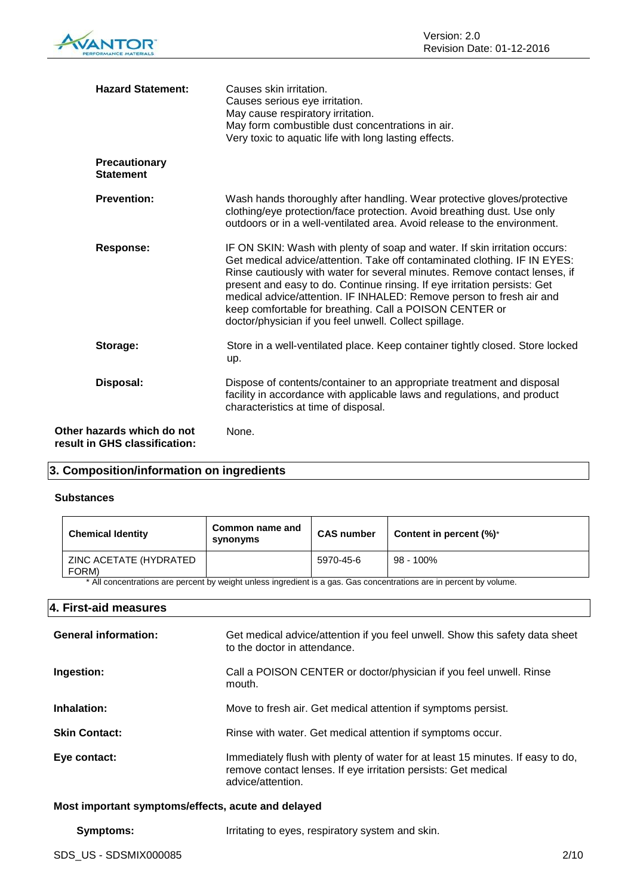**Hazard Statement:** Causes skin irritation.
Causes serious eye irritation.
May cause respiratory irritation.
May form combustible dust concentrations in air.
Very toxic to aquatic life with long lasting effects.

**Precautionary Statement**

**Prevention:** Wash hands thoroughly after handling. Wear protective gloves/protective clothing/eye protection/face protection. Avoid breathing dust. Use only outdoors or in a well-ventilated area. Avoid release to the environment.

**Response:** IF ON SKIN: Wash with plenty of soap and water. If skin irritation occurs: Get medical advice/attention. Take off contaminated clothing. IF IN EYES: Rinse cautiously with water for several minutes. Remove contact lenses, if present and easy to do. Continue rinsing. If eye irritation persists: Get medical advice/attention. IF INHALED: Remove person to fresh air and keep comfortable for breathing. Call a POISON CENTER or doctor/physician if you feel unwell. Collect spillage.

**Storage:** Store in a well-ventilated place. Keep container tightly closed. Store locked up.

**Disposal:** Dispose of contents/container to an appropriate treatment and disposal facility in accordance with applicable laws and regulations, and product characteristics at time of disposal.

**Other hazards which do not result in GHS classification:** None.

## 3. Composition/information on ingredients

**Substances**

| Chemical Identity | Common name and synonyms | CAS number | Content in percent (%)* |
|---|---|---|---|
| ZINC ACETATE (HYDRATED FORM) | | 5970-45-6 | 98 - 100% |

\* All concentrations are percent by weight unless ingredient is a gas. Gas concentrations are in percent by volume.

## 4. First-aid measures

**General information:** Get medical advice/attention if you feel unwell. Show this safety data sheet to the doctor in attendance.

**Ingestion:** Call a POISON CENTER or doctor/physician if you feel unwell. Rinse mouth.

**Inhalation:** Move to fresh air. Get medical attention if symptoms persist.

**Skin Contact:** Rinse with water. Get medical attention if symptoms occur.

**Eye contact:** Immediately flush with plenty of water for at least 15 minutes. If easy to do, remove contact lenses. If eye irritation persists: Get medical advice/attention.

**Most important symptoms/effects, acute and delayed**

**Symptoms:** Irritating to eyes, respiratory system and skin.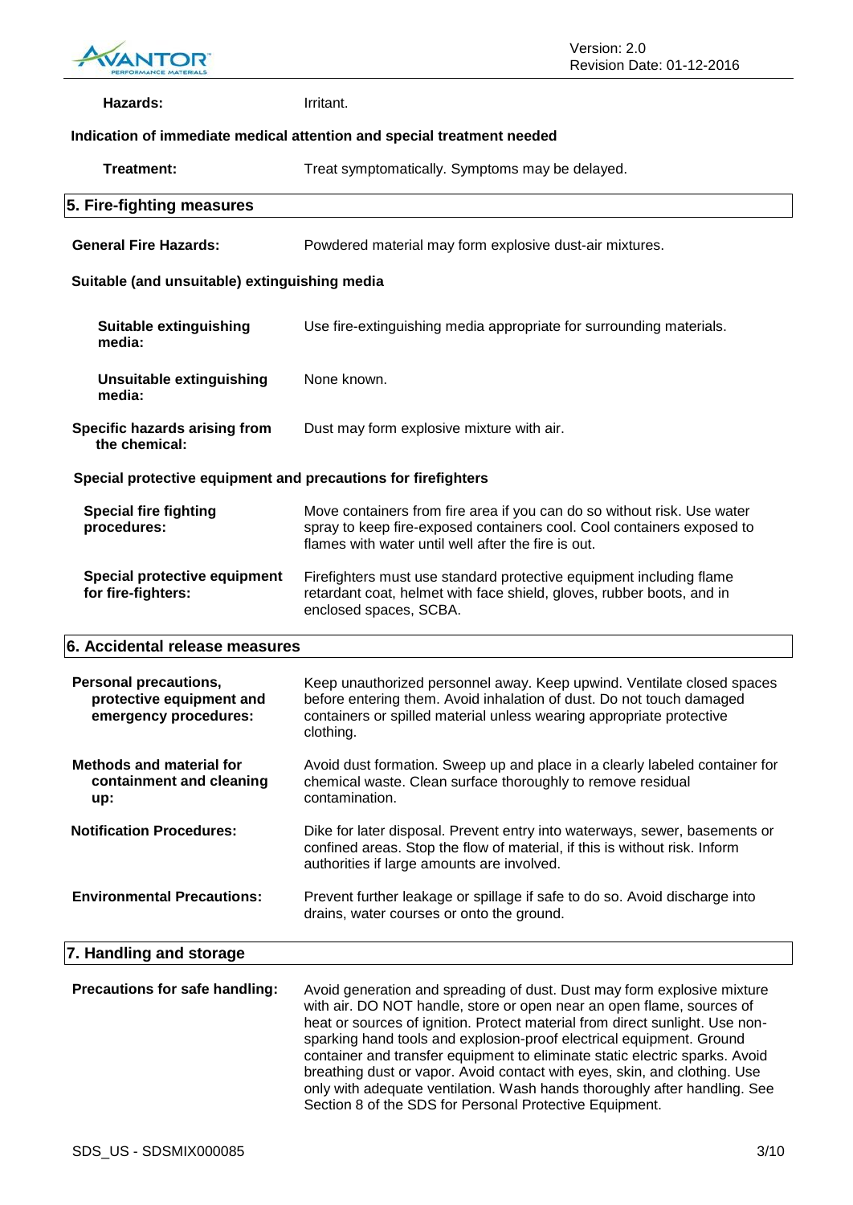**Hazards:** Irritant.

**Indication of immediate medical attention and special treatment needed**

**Treatment:** Treat symptomatically. Symptoms may be delayed.

## 5. Fire-fighting measures

**General Fire Hazards:** Powdered material may form explosive dust-air mixtures.

**Suitable (and unsuitable) extinguishing media**

**Suitable extinguishing media:** Use fire-extinguishing media appropriate for surrounding materials.

**Unsuitable extinguishing media:** None known.

**Specific hazards arising from the chemical:** Dust may form explosive mixture with air.

**Special protective equipment and precautions for firefighters**

**Special fire fighting procedures:** Move containers from fire area if you can do so without risk. Use water spray to keep fire-exposed containers cool. Cool containers exposed to flames with water until well after the fire is out.

**Special protective equipment for fire-fighters:** Firefighters must use standard protective equipment including flame retardant coat, helmet with face shield, gloves, rubber boots, and in enclosed spaces, SCBA.

## 6. Accidental release measures

**Personal precautions, protective equipment and emergency procedures:** Keep unauthorized personnel away. Keep upwind. Ventilate closed spaces before entering them. Avoid inhalation of dust. Do not touch damaged containers or spilled material unless wearing appropriate protective clothing.

**Methods and material for containment and cleaning up:** Avoid dust formation. Sweep up and place in a clearly labeled container for chemical waste. Clean surface thoroughly to remove residual contamination.

**Notification Procedures:** Dike for later disposal. Prevent entry into waterways, sewer, basements or confined areas. Stop the flow of material, if this is without risk. Inform authorities if large amounts are involved.

**Environmental Precautions:** Prevent further leakage or spillage if safe to do so. Avoid discharge into drains, water courses or onto the ground.

## 7. Handling and storage

**Precautions for safe handling:** Avoid generation and spreading of dust. Dust may form explosive mixture with air. DO NOT handle, store or open near an open flame, sources of heat or sources of ignition. Protect material from direct sunlight. Use non-sparking hand tools and explosion-proof electrical equipment. Ground container and transfer equipment to eliminate static electric sparks. Avoid breathing dust or vapor. Avoid contact with eyes, skin, and clothing. Use only with adequate ventilation. Wash hands thoroughly after handling. See Section 8 of the SDS for Personal Protective Equipment.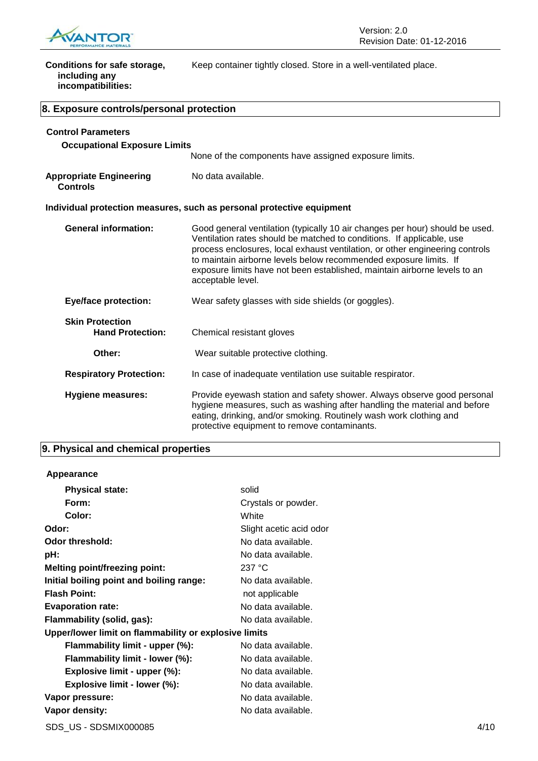**Conditions for safe storage, including any incompatibilities:** Keep container tightly closed. Store in a well-ventilated place.

## 8. Exposure controls/personal protection

**Control Parameters**

**Occupational Exposure Limits**

None of the components have assigned exposure limits.

**Appropriate Engineering Controls:** No data available.

**Individual protection measures, such as personal protective equipment**

**General information:** Good general ventilation (typically 10 air changes per hour) should be used. Ventilation rates should be matched to conditions. If applicable, use process enclosures, local exhaust ventilation, or other engineering controls to maintain airborne levels below recommended exposure limits. If exposure limits have not been established, maintain airborne levels to an acceptable level.

**Eye/face protection:** Wear safety glasses with side shields (or goggles).

**Skin Protection**

**Hand Protection:** Chemical resistant gloves

**Other:** Wear suitable protective clothing.

**Respiratory Protection:** In case of inadequate ventilation use suitable respirator.

**Hygiene measures:** Provide eyewash station and safety shower. Always observe good personal hygiene measures, such as washing after handling the material and before eating, drinking, and/or smoking. Routinely wash work clothing and protective equipment to remove contaminants.

## 9. Physical and chemical properties

**Appearance**

| | |
|---|---|
| **Physical state:** | solid |
| **Form:** | Crystals or powder. |
| **Color:** | White |
| **Odor:** | Slight acetic acid odor |
| **Odor threshold:** | No data available. |
| **pH:** | No data available. |
| **Melting point/freezing point:** | 237 °C |
| **Initial boiling point and boiling range:** | No data available. |
| **Flash Point:** | not applicable |
| **Evaporation rate:** | No data available. |
| **Flammability (solid, gas):** | No data available. |
| **Upper/lower limit on flammability or explosive limits** | |
| **Flammability limit - upper (%):** | No data available. |
| **Flammability limit - lower (%):** | No data available. |
| **Explosive limit - upper (%):** | No data available. |
| **Explosive limit - lower (%):** | No data available. |
| **Vapor pressure:** | No data available. |
| **Vapor density:** | No data available. |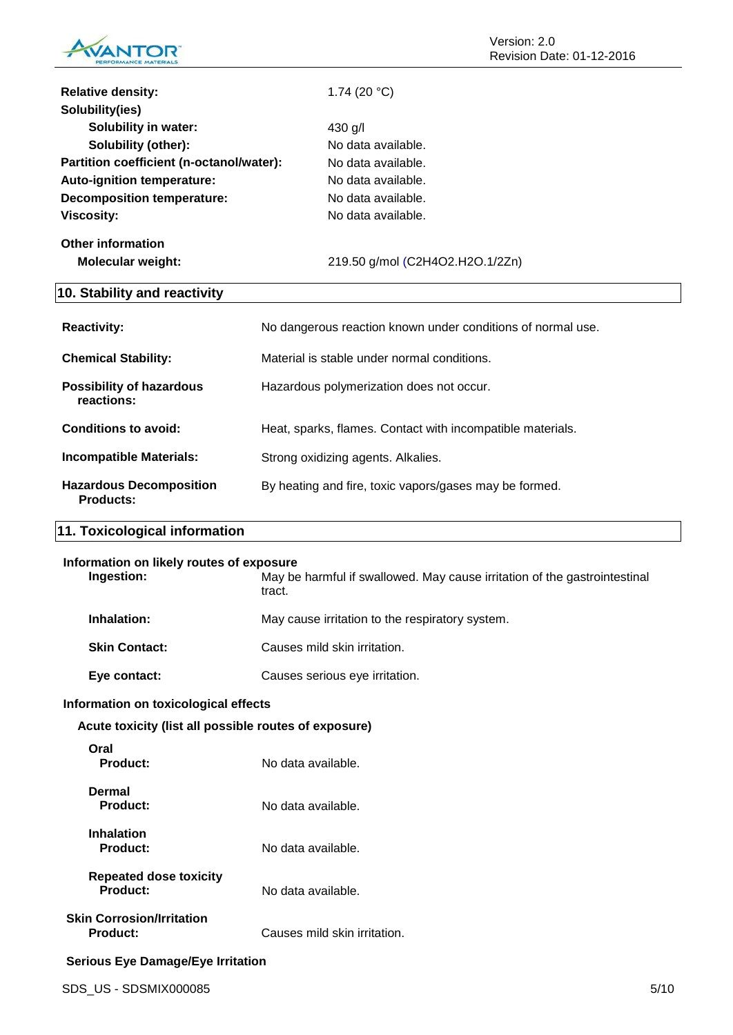| | |
|---|---|
| **Relative density:** | 1.74 (20 °C) |
| **Solubility(ies)** | |
| **Solubility in water:** | 430 g/l |
| **Solubility (other):** | No data available. |
| **Partition coefficient (n-octanol/water):** | No data available. |
| **Auto-ignition temperature:** | No data available. |
| **Decomposition temperature:** | No data available. |
| **Viscosity:** | No data available. |

**Other information**

| | |
|---|---|
| **Molecular weight:** | 219.50 g/mol ($C_2H_4O_2.H_2O.1/2Zn$) |

## 10. Stability and reactivity

| | |
|---|---|
| **Reactivity:** | No dangerous reaction known under conditions of normal use. |
| **Chemical Stability:** | Material is stable under normal conditions. |
| **Possibility of hazardous reactions:** | Hazardous polymerization does not occur. |
| **Conditions to avoid:** | Heat, sparks, flames. Contact with incompatible materials. |
| **Incompatible Materials:** | Strong oxidizing agents. Alkalies. |
| **Hazardous Decomposition Products:** | By heating and fire, toxic vapors/gases may be formed. |

## 11. Toxicological information

**Information on likely routes of exposure**

| | |
|---|---|
| **Ingestion:** | May be harmful if swallowed. May cause irritation of the gastrointestinal tract. |
| **Inhalation:** | May cause irritation to the respiratory system. |
| **Skin Contact:** | Causes mild skin irritation. |
| **Eye contact:** | Causes serious eye irritation. |

**Information on toxicological effects**

**Acute toxicity (list all possible routes of exposure)**

**Oral**

| | |
|---|---|
| **Product:** | No data available. |

**Dermal**

| | |
|---|---|
| **Product:** | No data available. |

**Inhalation**

| | |
|---|---|
| **Product:** | No data available. |

**Repeated dose toxicity**

| | |
|---|---|
| **Product:** | No data available. |

**Skin Corrosion/Irritation**

| | |
|---|---|
| **Product:** | Causes mild skin irritation. |

**Serious Eye Damage/Eye Irritation**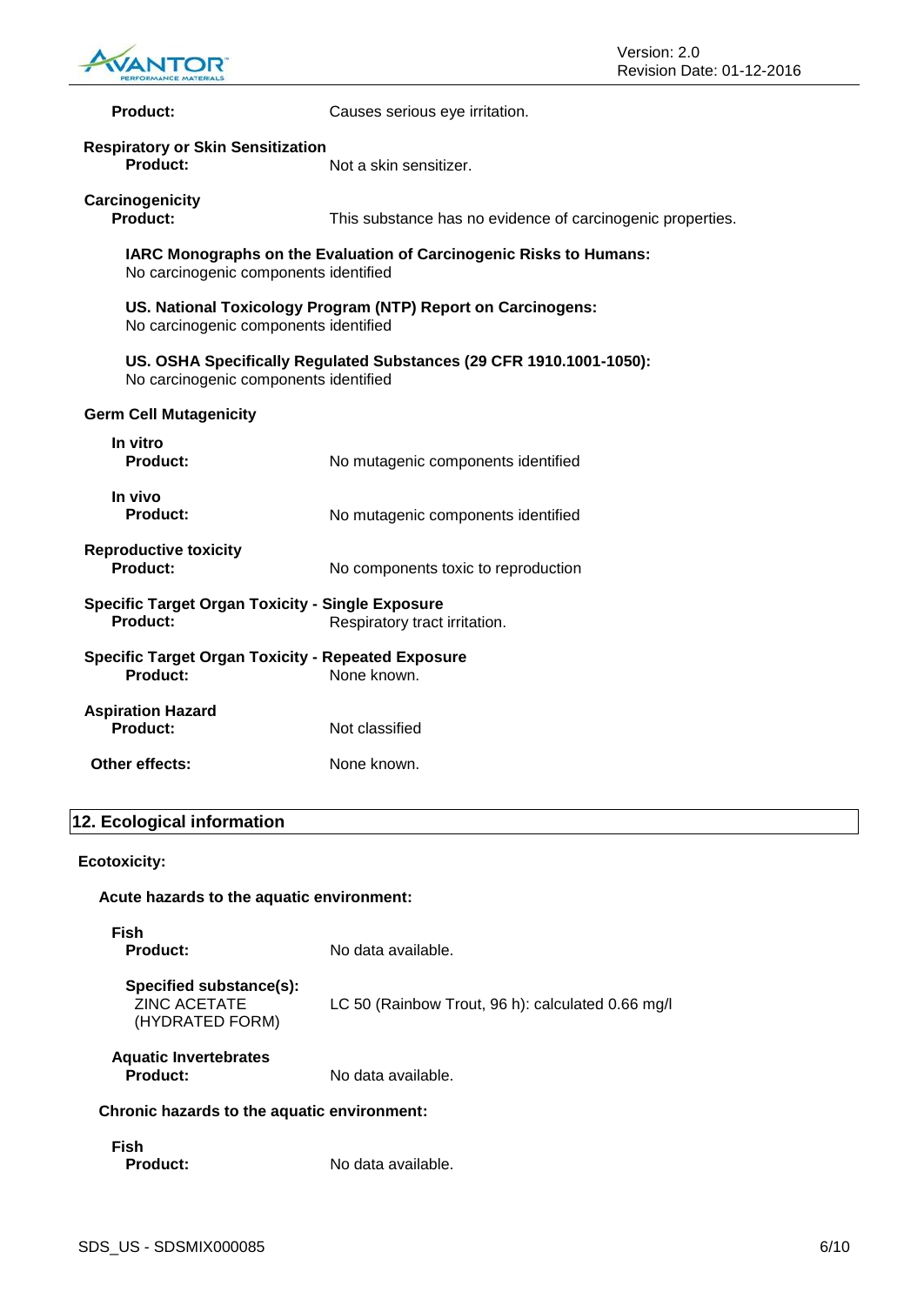**Product:** Causes serious eye irritation.

**Respiratory or Skin Sensitization**

**Product:** Not a skin sensitizer.

**Carcinogenicity**

**Product:** This substance has no evidence of carcinogenic properties.

**IARC Monographs on the Evaluation of Carcinogenic Risks to Humans:**
No carcinogenic components identified

**US. National Toxicology Program (NTP) Report on Carcinogens:**
No carcinogenic components identified

**US. OSHA Specifically Regulated Substances (29 CFR 1910.1001-1050):**
No carcinogenic components identified

**Germ Cell Mutagenicity**

**In vitro**

**Product:** No mutagenic components identified

**In vivo**

**Product:** No mutagenic components identified

**Reproductive toxicity**

**Product:** No components toxic to reproduction

**Specific Target Organ Toxicity - Single Exposure**

**Product:** Respiratory tract irritation.

**Specific Target Organ Toxicity - Repeated Exposure**

**Product:** None known.

**Aspiration Hazard**

**Product:** Not classified

**Other effects:** None known.

## 12. Ecological information

**Ecotoxicity:**

**Acute hazards to the aquatic environment:**

**Fish**

**Product:** No data available.

**Specified substance(s):**
ZINC ACETATE (HYDRATED FORM): LC 50 (Rainbow Trout, 96 h): calculated 0.66 mg/l

**Aquatic Invertebrates**

**Product:** No data available.

**Chronic hazards to the aquatic environment:**

**Fish**

**Product:** No data available.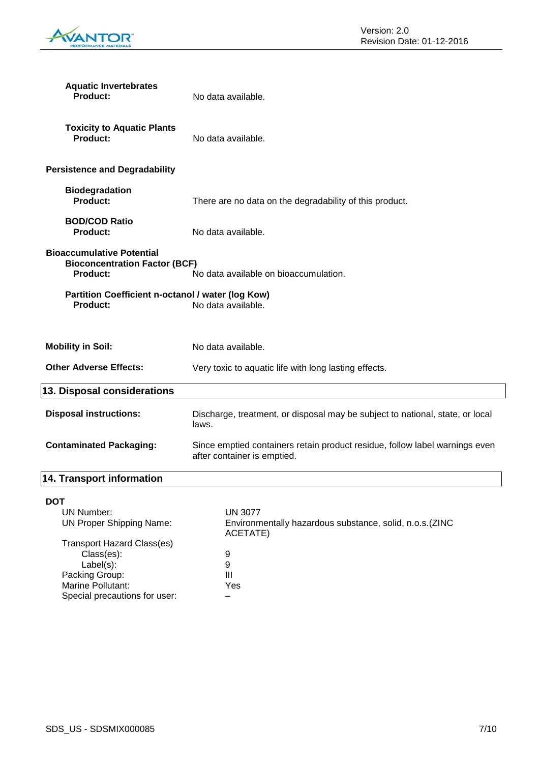**Aquatic Invertebrates**

**Product:** No data available.

**Toxicity to Aquatic Plants**

**Product:** No data available.

**Persistence and Degradability**

**Biodegradation**

**Product:** There are no data on the degradability of this product.

**BOD/COD Ratio**

**Product:** No data available.

**Bioaccumulative Potential**

**Bioconcentration Factor (BCF)**

**Product:** No data available on bioaccumulation.

**Partition Coefficient n-octanol / water (log Kow)**

**Product:** No data available.

**Mobility in Soil:** No data available.

**Other Adverse Effects:** Very toxic to aquatic life with long lasting effects.

## 13. Disposal considerations

**Disposal instructions:** Discharge, treatment, or disposal may be subject to national, state, or local laws.

**Contaminated Packaging:** Since emptied containers retain product residue, follow label warnings even after container is emptied.

## 14. Transport information

**DOT**

| | |
|---|---|
| UN Number: | UN 3077 |
| UN Proper Shipping Name: | Environmentally hazardous substance, solid, n.o.s.(ZINC ACETATE) |
| Transport Hazard Class(es) | |
| Class(es): | 9 |
| Label(s): | 9 |
| Packing Group: | III |
| Marine Pollutant: | Yes |
| Special precautions for user: | – |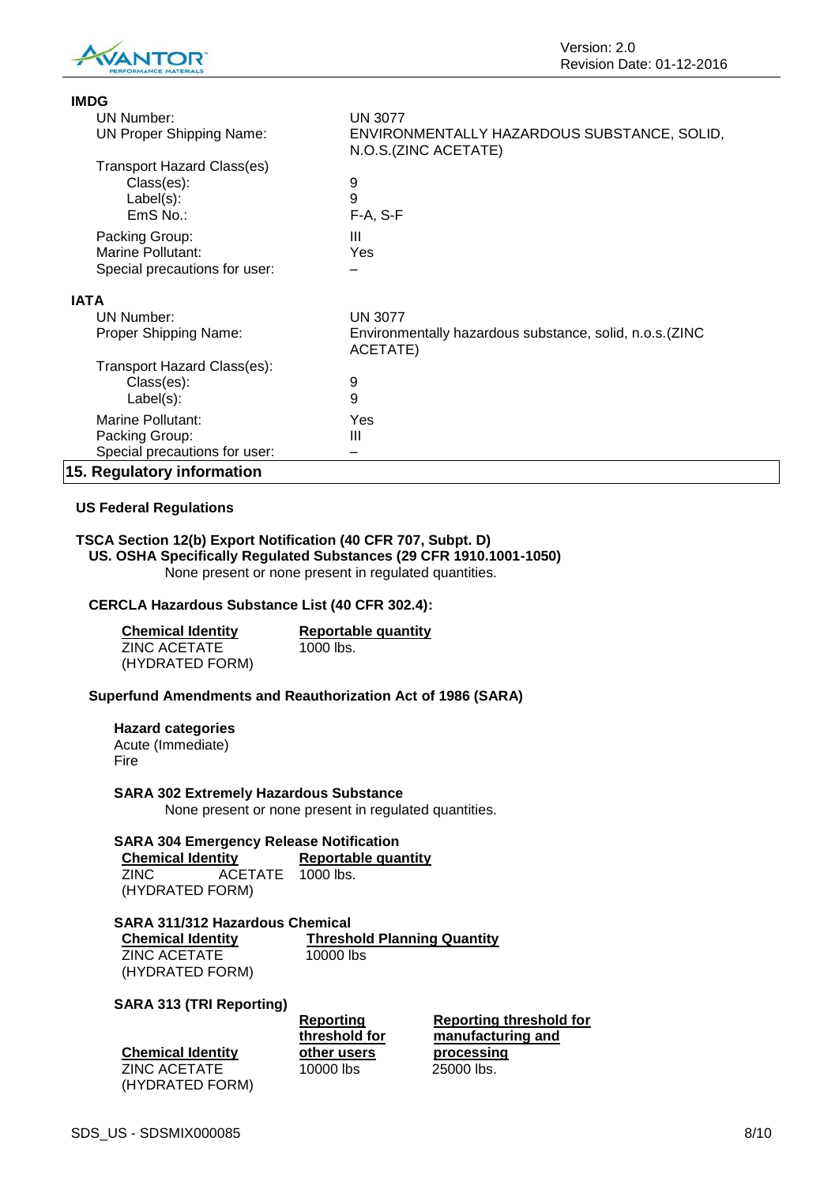**IMDG**

| | |
|---|---|
| UN Number: | UN 3077 |
| UN Proper Shipping Name: | ENVIRONMENTALLY HAZARDOUS SUBSTANCE, SOLID, N.O.S.(ZINC ACETATE) |
| Transport Hazard Class(es) | |
| Class(es): | 9 |
| Label(s): | 9 |
| EmS No.: | F-A, S-F |
| Packing Group: | III |
| Marine Pollutant: | Yes |
| Special precautions for user: | – |

**IATA**

| | |
|---|---|
| UN Number: | UN 3077 |
| Proper Shipping Name: | Environmentally hazardous substance, solid, n.o.s.(ZINC ACETATE) |
| Transport Hazard Class(es): | |
| Class(es): | 9 |
| Label(s): | 9 |
| Marine Pollutant: | Yes |
| Packing Group: | III |
| Special precautions for user: | – |

## 15. Regulatory information

### US Federal Regulations

**TSCA Section 12(b) Export Notification (40 CFR 707, Subpt. D)**

**US. OSHA Specifically Regulated Substances (29 CFR 1910.1001-1050)**

None present or none present in regulated quantities.

**CERCLA Hazardous Substance List (40 CFR 302.4):**

| Chemical Identity | Reportable quantity |
|---|---|
| ZINC ACETATE (HYDRATED FORM) | 1000 lbs. |

**Superfund Amendments and Reauthorization Act of 1986 (SARA)**

**Hazard categories**

Acute (Immediate)
Fire

**SARA 302 Extremely Hazardous Substance**

None present or none present in regulated quantities.

**SARA 304 Emergency Release Notification**

| Chemical Identity | Reportable quantity |
|---|---|
| ZINC ACETATE (HYDRATED FORM) | 1000 lbs. |

**SARA 311/312 Hazardous Chemical**

| Chemical Identity | Threshold Planning Quantity |
|---|---|
| ZINC ACETATE (HYDRATED FORM) | 10000 lbs |

**SARA 313 (TRI Reporting)**

| Chemical Identity | Reporting threshold for other users | Reporting threshold for manufacturing and processing |
|---|---|---|
| ZINC ACETATE (HYDRATED FORM) | 10000 lbs | 25000 lbs. |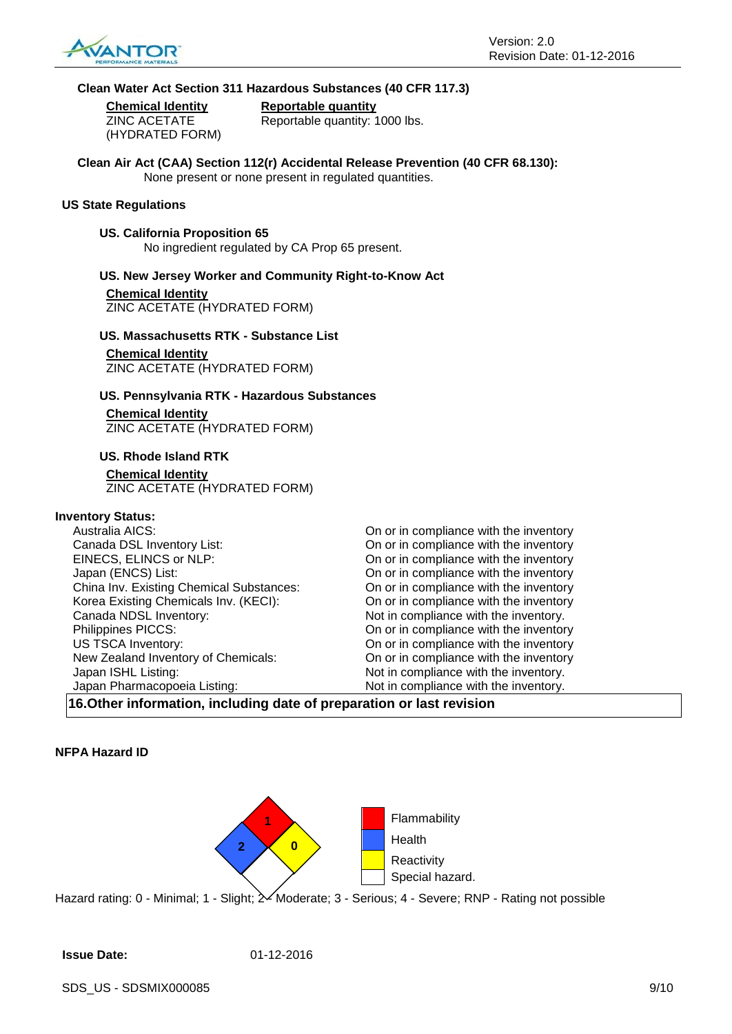**Clean Water Act Section 311 Hazardous Substances (40 CFR 117.3)**

| Chemical Identity | Reportable quantity |
|---|---|
| ZINC ACETATE (HYDRATED FORM) | Reportable quantity: 1000 lbs. |

**Clean Air Act (CAA) Section 112(r) Accidental Release Prevention (40 CFR 68.130):**

None present or none present in regulated quantities.

**US State Regulations**

**US. California Proposition 65**

No ingredient regulated by CA Prop 65 present.

**US. New Jersey Worker and Community Right-to-Know Act**

**Chemical Identity**

ZINC ACETATE (HYDRATED FORM)

**US. Massachusetts RTK - Substance List**

**Chemical Identity**

ZINC ACETATE (HYDRATED FORM)

**US. Pennsylvania RTK - Hazardous Substances**

**Chemical Identity**

ZINC ACETATE (HYDRATED FORM)

**US. Rhode Island RTK**

**Chemical Identity**

ZINC ACETATE (HYDRATED FORM)

**Inventory Status:**

| | |
|---|---|
| Australia AICS: | On or in compliance with the inventory |
| Canada DSL Inventory List: | On or in compliance with the inventory |
| EINECS, ELINCS or NLP: | On or in compliance with the inventory |
| Japan (ENCS) List: | On or in compliance with the inventory |
| China Inv. Existing Chemical Substances: | On or in compliance with the inventory |
| Korea Existing Chemicals Inv. (KECI): | On or in compliance with the inventory |
| Canada NDSL Inventory: | Not in compliance with the inventory. |
| Philippines PICCS: | On or in compliance with the inventory |
| US TSCA Inventory: | On or in compliance with the inventory |
| New Zealand Inventory of Chemicals: | On or in compliance with the inventory |
| Japan ISHL Listing: | Not in compliance with the inventory. |
| Japan Pharmacopoeia Listing: | Not in compliance with the inventory. |

## 16.Other information, including date of preparation or last revision

**NFPA Hazard ID**

| Category | Rating |
|---|---|
| Flammability | 1 |
| Health | 2 |
| Reactivity | 0 |
| Special hazard. | |

Hazard rating: 0 - Minimal; 1 - Slight; 2 - Moderate; 3 - Serious; 4 - Severe; RNP - Rating not possible

**Issue Date:** 01-12-2016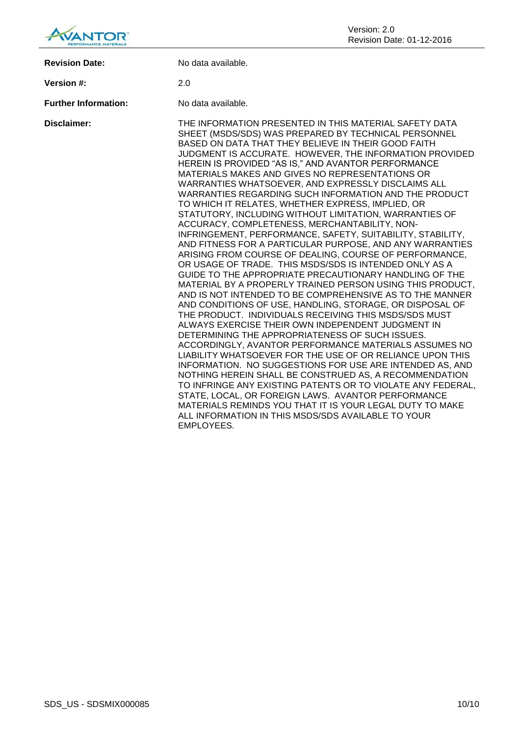**Revision Date:** No data available.

**Version #:** 2.0

**Further Information:** No data available.

**Disclaimer:** THE INFORMATION PRESENTED IN THIS MATERIAL SAFETY DATA SHEET (MSDS/SDS) WAS PREPARED BY TECHNICAL PERSONNEL BASED ON DATA THAT THEY BELIEVE IN THEIR GOOD FAITH JUDGMENT IS ACCURATE. HOWEVER, THE INFORMATION PROVIDED HEREIN IS PROVIDED "AS IS," AND AVANTOR PERFORMANCE MATERIALS MAKES AND GIVES NO REPRESENTATIONS OR WARRANTIES WHATSOEVER, AND EXPRESSLY DISCLAIMS ALL WARRANTIES REGARDING SUCH INFORMATION AND THE PRODUCT TO WHICH IT RELATES, WHETHER EXPRESS, IMPLIED, OR STATUTORY, INCLUDING WITHOUT LIMITATION, WARRANTIES OF ACCURACY, COMPLETENESS, MERCHANTABILITY, NON-INFRINGEMENT, PERFORMANCE, SAFETY, SUITABILITY, STABILITY, AND FITNESS FOR A PARTICULAR PURPOSE, AND ANY WARRANTIES ARISING FROM COURSE OF DEALING, COURSE OF PERFORMANCE, OR USAGE OF TRADE. THIS MSDS/SDS IS INTENDED ONLY AS A GUIDE TO THE APPROPRIATE PRECAUTIONARY HANDLING OF THE MATERIAL BY A PROPERLY TRAINED PERSON USING THIS PRODUCT, AND IS NOT INTENDED TO BE COMPREHENSIVE AS TO THE MANNER AND CONDITIONS OF USE, HANDLING, STORAGE, OR DISPOSAL OF THE PRODUCT. INDIVIDUALS RECEIVING THIS MSDS/SDS MUST ALWAYS EXERCISE THEIR OWN INDEPENDENT JUDGMENT IN DETERMINING THE APPROPRIATENESS OF SUCH ISSUES. ACCORDINGLY, AVANTOR PERFORMANCE MATERIALS ASSUMES NO LIABILITY WHATSOEVER FOR THE USE OF OR RELIANCE UPON THIS INFORMATION. NO SUGGESTIONS FOR USE ARE INTENDED AS, AND NOTHING HEREIN SHALL BE CONSTRUED AS, A RECOMMENDATION TO INFRINGE ANY EXISTING PATENTS OR TO VIOLATE ANY FEDERAL, STATE, LOCAL, OR FOREIGN LAWS. AVANTOR PERFORMANCE MATERIALS REMINDS YOU THAT IT IS YOUR LEGAL DUTY TO MAKE ALL INFORMATION IN THIS MSDS/SDS AVAILABLE TO YOUR EMPLOYEES.